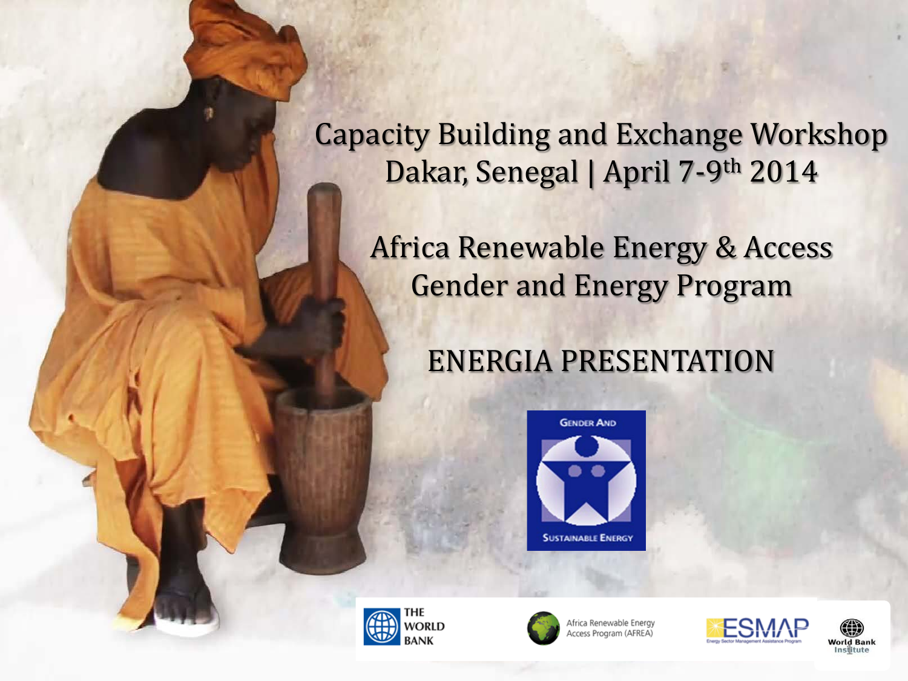# Capacity Building and Exchange Workshop
## Dakar, Senegal | April 7-9th 2014

## Africa Renewable Energy & Access Gender and Energy Program

## ENERGIA PRESENTATION

GENDER AND SUSTAINABLE ENERGY

THE WORLD BANK

Africa Renewable Energy Access Program (AFREA)

ESMAP Energy Sector Management Assistance Program

World Bank Institute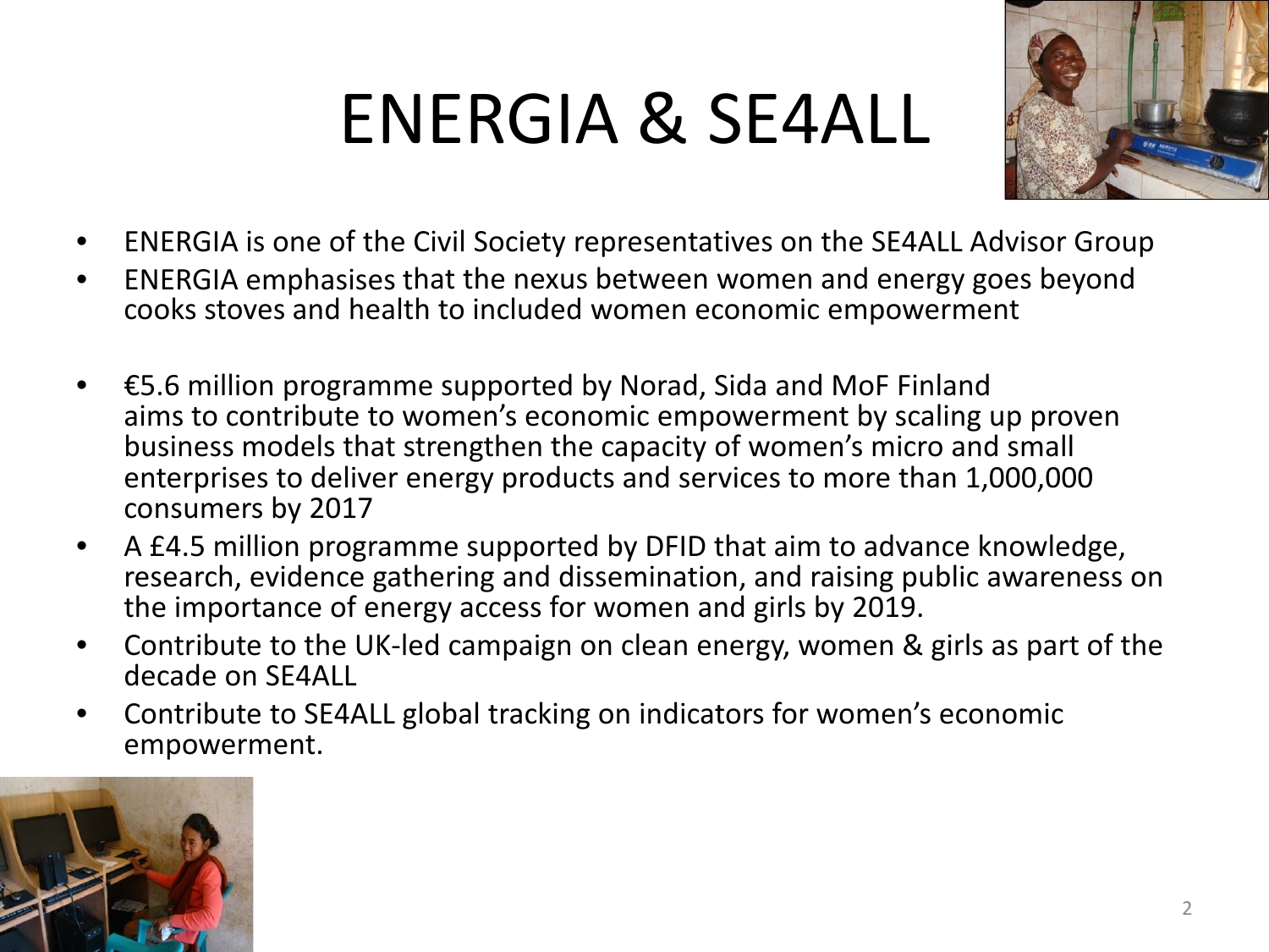# ENERGIA & SE4ALL

- ENERGIA is one of the Civil Society representatives on the SE4ALL Advisor Group
- ENERGIA emphasises that the nexus between women and energy goes beyond cooks stoves and health to included women economic empowerment

- €5.6 million programme supported by Norad, Sida and MoF Finland aims to contribute to women's economic empowerment by scaling up proven business models that strengthen the capacity of women's micro and small enterprises to deliver energy products and services to more than 1,000,000 consumers by 2017
- A £4.5 million programme supported by DFID that aim to advance knowledge, research, evidence gathering and dissemination, and raising public awareness on the importance of energy access for women and girls by 2019.
- Contribute to the UK-led campaign on clean energy, women & girls as part of the decade on SE4ALL
- Contribute to SE4ALL global tracking on indicators for women's economic empowerment.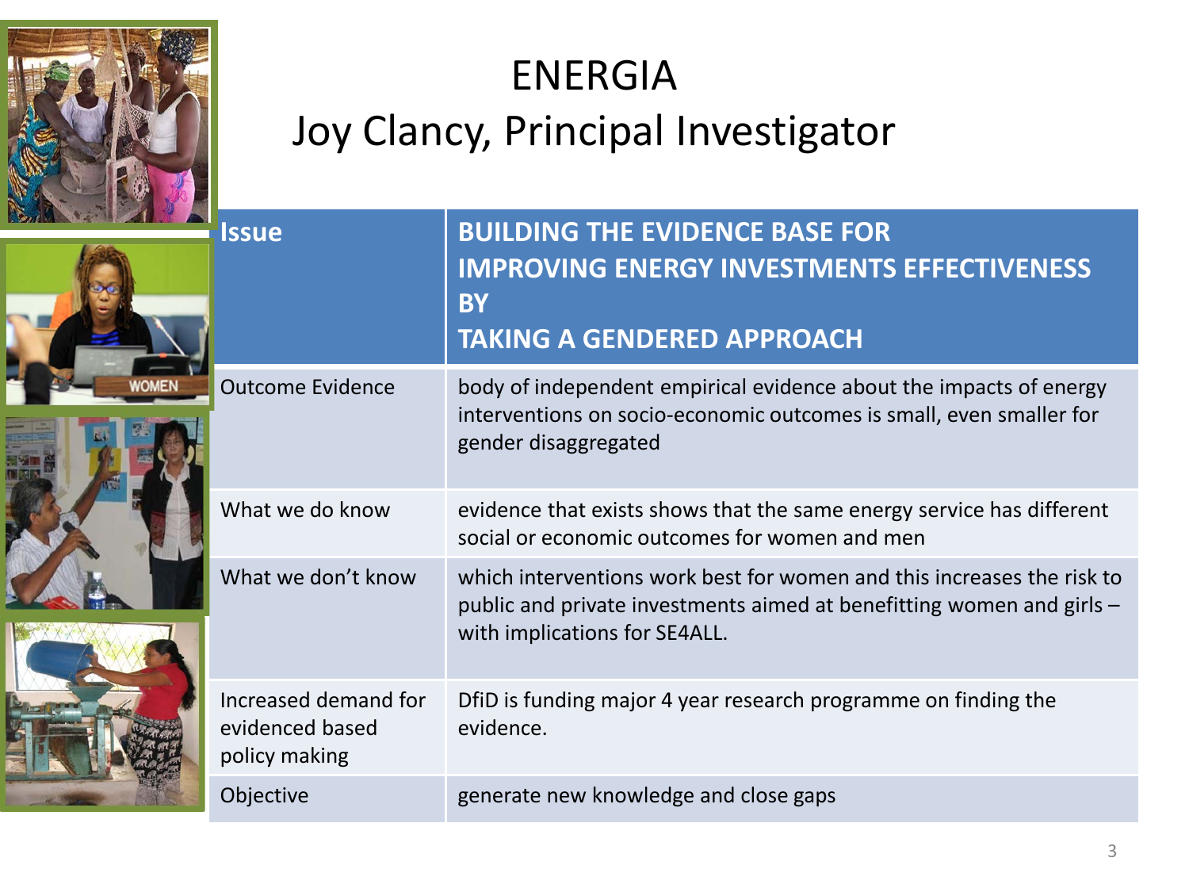# ENERGIA

## Joy Clancy, Principal Investigator

| Issue | BUILDING THE EVIDENCE BASE FOR IMPROVING ENERGY INVESTMENTS EFFECTIVENESS BY TAKING A GENDERED APPROACH |
|---|---|
| Outcome Evidence | body of independent empirical evidence about the impacts of energy interventions on socio-economic outcomes is small, even smaller for gender disaggregated |
| What we do know | evidence that exists shows that the same energy service has different social or economic outcomes for women and men |
| What we don't know | which interventions work best for women and this increases the risk to public and private investments aimed at benefitting women and girls – with implications for SE4ALL. |
| Increased demand for evidenced based policy making | DfiD is funding major 4 year research programme on finding the evidence. |
| Objective | generate new knowledge and close gaps |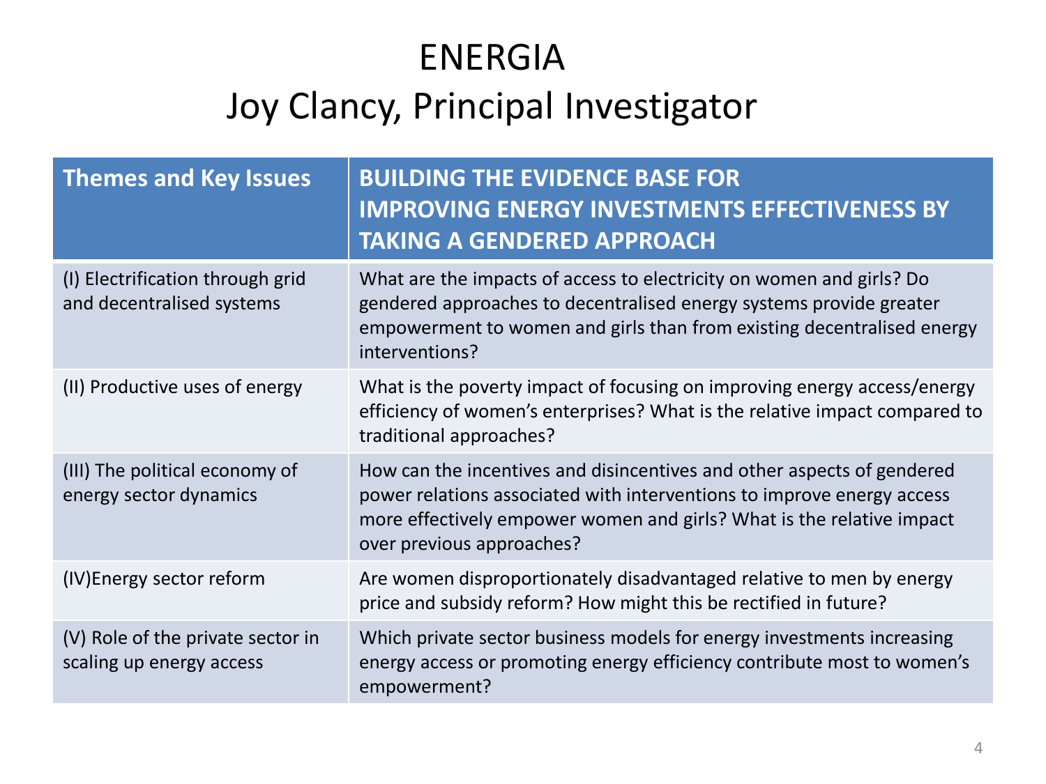# ENERGIA
## Joy Clancy, Principal Investigator

| Themes and Key Issues | BUILDING THE EVIDENCE BASE FOR IMPROVING ENERGY INVESTMENTS EFFECTIVENESS BY TAKING A GENDERED APPROACH |
|---|---|
| (I) Electrification through grid and decentralised systems | What are the impacts of access to electricity on women and girls? Do gendered approaches to decentralised energy systems provide greater empowerment to women and girls than from existing decentralised energy interventions? |
| (II) Productive uses of energy | What is the poverty impact of focusing on improving energy access/energy efficiency of women's enterprises? What is the relative impact compared to traditional approaches? |
| (III) The political economy of energy sector dynamics | How can the incentives and disincentives and other aspects of gendered power relations associated with interventions to improve energy access more effectively empower women and girls? What is the relative impact over previous approaches? |
| (IV)Energy sector reform | Are women disproportionately disadvantaged relative to men by energy price and subsidy reform? How might this be rectified in future? |
| (V) Role of the private sector in scaling up energy access | Which private sector business models for energy investments increasing energy access or promoting energy efficiency contribute most to women's empowerment? |